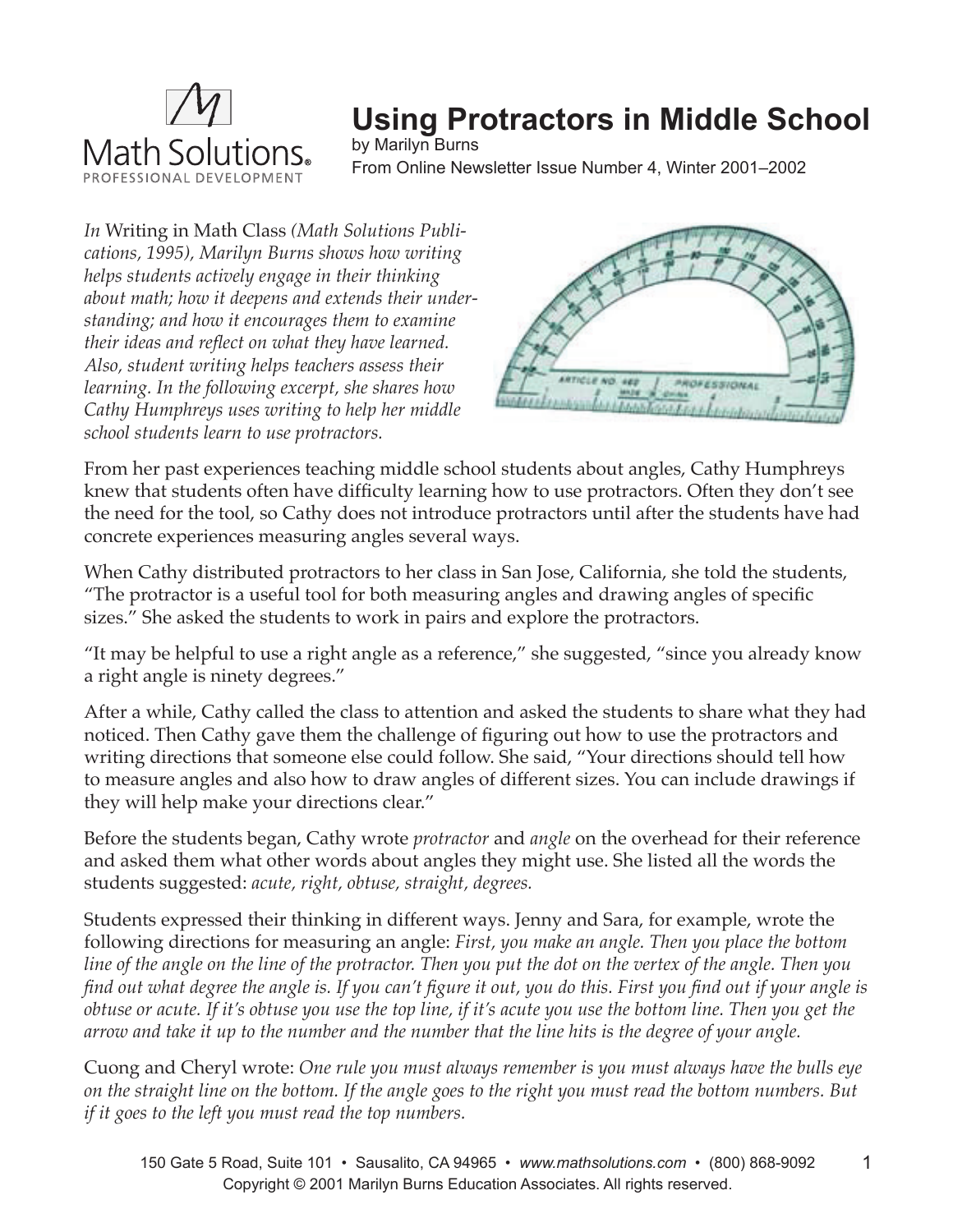# Using Protractors in Middle School

by Marilyn Burns

From Online Newsletter Issue Number 4, Winter 2001–2002

*In* Writing in Math Class *(Math Solutions Publications, 1995), Marilyn Burns shows how writing helps students actively engage in their thinking about math; how it deepens and extends their understanding; and how it encourages them to examine their ideas and reflect on what they have learned. Also, student writing helps teachers assess their learning. In the following excerpt, she shares how Cathy Humphreys uses writing to help her middle school students learn to use protractors.*

From her past experiences teaching middle school students about angles, Cathy Humphreys knew that students often have difficulty learning how to use protractors. Often they don't see the need for the tool, so Cathy does not introduce protractors until after the students have had concrete experiences measuring angles several ways.

When Cathy distributed protractors to her class in San Jose, California, she told the students, "The protractor is a useful tool for both measuring angles and drawing angles of specific sizes." She asked the students to work in pairs and explore the protractors.

"It may be helpful to use a right angle as a reference," she suggested, "since you already know a right angle is ninety degrees."

After a while, Cathy called the class to attention and asked the students to share what they had noticed. Then Cathy gave them the challenge of figuring out how to use the protractors and writing directions that someone else could follow. She said, "Your directions should tell how to measure angles and also how to draw angles of different sizes. You can include drawings if they will help make your directions clear."

Before the students began, Cathy wrote *protractor* and *angle* on the overhead for their reference and asked them what other words about angles they might use. She listed all the words the students suggested: *acute, right, obtuse, straight, degrees.*

Students expressed their thinking in different ways. Jenny and Sara, for example, wrote the following directions for measuring an angle: *First, you make an angle. Then you place the bottom line of the angle on the line of the protractor. Then you put the dot on the vertex of the angle. Then you find out what degree the angle is. If you can't figure it out, you do this. First you find out if your angle is obtuse or acute. If it's obtuse you use the top line, if it's acute you use the bottom line. Then you get the arrow and take it up to the number and the number that the line hits is the degree of your angle.*

Cuong and Cheryl wrote: *One rule you must always remember is you must always have the bulls eye on the straight line on the bottom. If the angle goes to the right you must read the bottom numbers. But if it goes to the left you must read the top numbers.*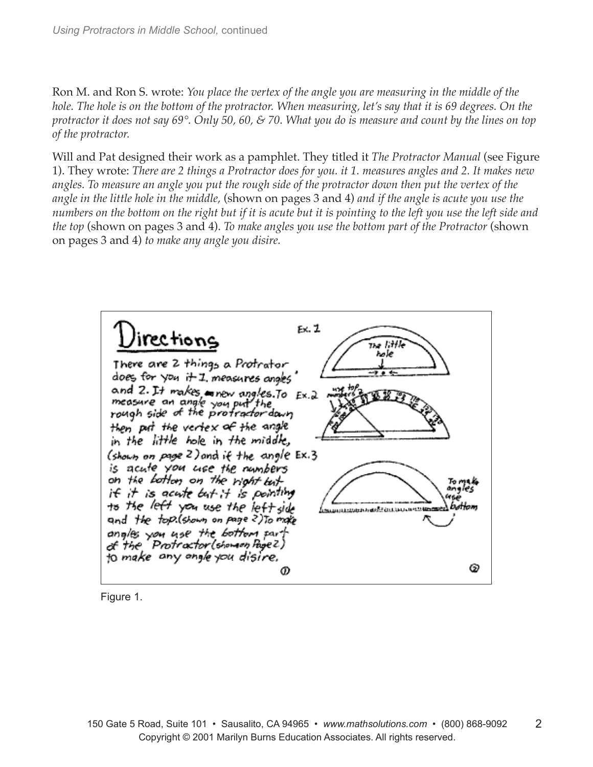Ron M. and Ron S. wrote: *You place the vertex of the angle you are measuring in the middle of the hole. The hole is on the bottom of the protractor. When measuring, let's say that it is 69 degrees. On the protractor it does not say 69°. Only 50, 60, & 70. What you do is measure and count by the lines on top of the protractor.*

Will and Pat designed their work as a pamphlet. They titled it *The Protractor Manual* (see Figure 1). They wrote: *There are 2 things a Protractor does for you. it 1. measures angles and 2. It makes new angles. To measure an angle you put the rough side of the protractor down then put the vertex of the angle in the little hole in the middle,* (shown on pages 3 and 4) *and if the angle is acute you use the numbers on the bottom on the right but if it is acute but it is pointing to the left you use the left side and the top* (shown on pages 3 and 4). *To make angles you use the bottom part of the Protractor* (shown on pages 3 and 4) *to make any angle you disire.*

Figure 1.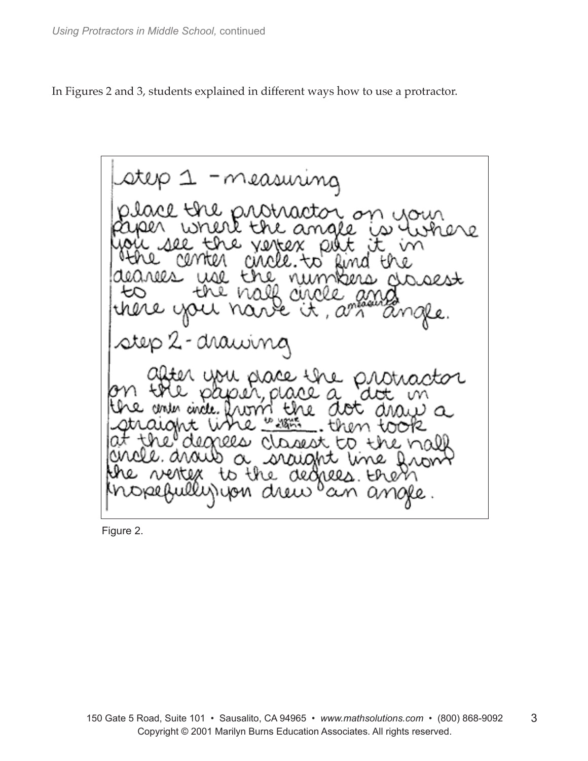In Figures 2 and 3, students explained in different ways how to use a protractor.

step 1 - measuring

place the protractor on your paper where the angle is where you see the vertex put it in the center circle. to find the degrees use the numbers closest to the half circle and there you have it, an measured angle.

step 2 - drawing

after you place the protractor on the paper, place a dot in the center circle. from the dot draw a straight line to where its right. then look at the degrees closest to the half circle. draw a straight line from the vertex to the degrees. then (hopefully) you drew an angle.

Figure 2.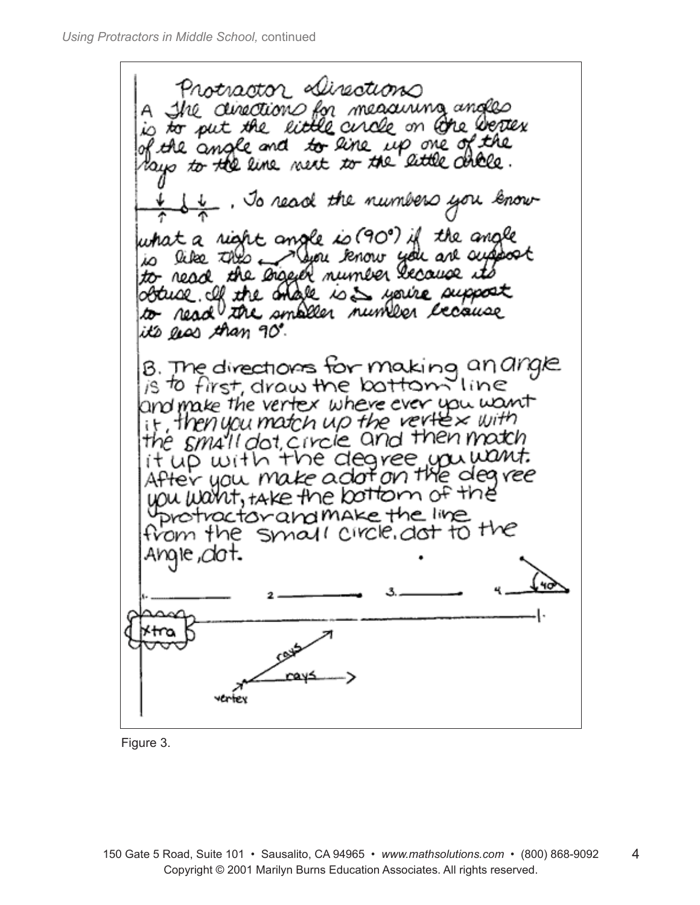Protractor Directions

A. The directions for measuring angles is to put the little circle on the vertex of the angle and to line up one of the rays to the line next to the little circle.

. To read the numbers you know what a right angle is (90°) if the angle is like this you know you are suppost to read the bigger number because its obtuse. If the angle is you're suppost to read the smaller number because its less than 90°.

B. The directions for making an angle is to first, draw the bottom line and make the vertex where ever you want it, then you match up the vertex with the small dot, circle and then match it up with the degree you want. After you make a dot on the degree you want, take the bottom of the protractor and make the line from the small circle. dot to the Angle, dot.

1. 2. 3. 4. 40°

Xtra

rays

rays

vertex

Figure 3.